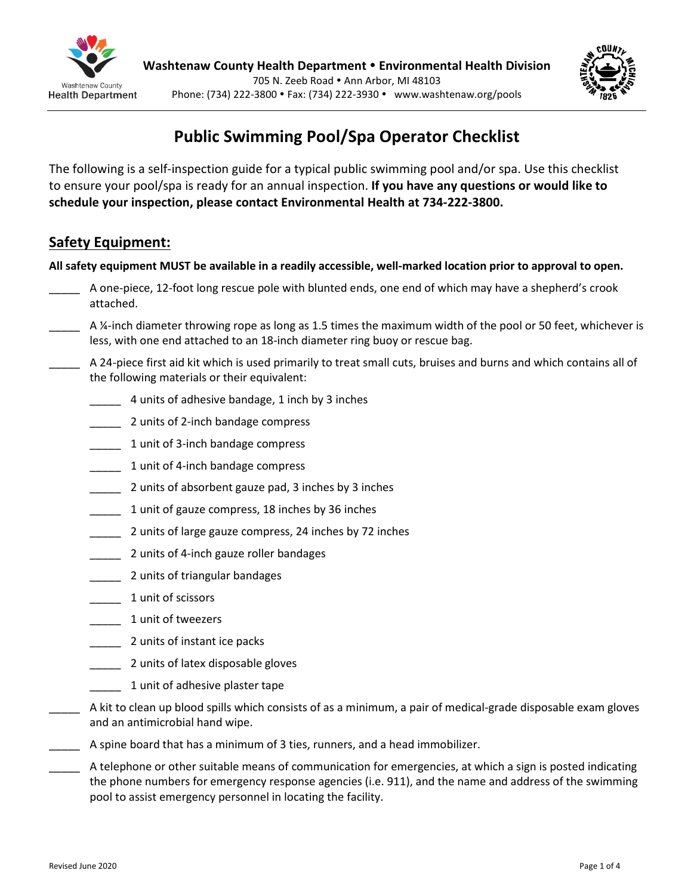Washtenaw County Health Department

**Washtenaw County Health Department • Environmental Health Division**
705 N. Zeeb Road • Ann Arbor, MI 48103
Phone: (734) 222-3800 • Fax: (734) 222-3930 • www.washtenaw.org/pools

# Public Swimming Pool/Spa Operator Checklist

The following is a self-inspection guide for a typical public swimming pool and/or spa. Use this checklist to ensure your pool/spa is ready for an annual inspection. **If you have any questions or would like to schedule your inspection, please contact Environmental Health at 734-222-3800.**

## Safety Equipment:

**All safety equipment MUST be available in a readily accessible, well-marked location prior to approval to open.**

_____ A one-piece, 12-foot long rescue pole with blunted ends, one end of which may have a shepherd's crook attached.

_____ A ¼-inch diameter throwing rope as long as 1.5 times the maximum width of the pool or 50 feet, whichever is less, with one end attached to an 18-inch diameter ring buoy or rescue bag.

_____ A 24-piece first aid kit which is used primarily to treat small cuts, bruises and burns and which contains all of the following materials or their equivalent:

- _____ 4 units of adhesive bandage, 1 inch by 3 inches
- _____ 2 units of 2-inch bandage compress
- _____ 1 unit of 3-inch bandage compress
- _____ 1 unit of 4-inch bandage compress
- _____ 2 units of absorbent gauze pad, 3 inches by 3 inches
- _____ 1 unit of gauze compress, 18 inches by 36 inches
- _____ 2 units of large gauze compress, 24 inches by 72 inches
- _____ 2 units of 4-inch gauze roller bandages
- _____ 2 units of triangular bandages
- _____ 1 unit of scissors
- _____ 1 unit of tweezers
- _____ 2 units of instant ice packs
- _____ 2 units of latex disposable gloves
- _____ 1 unit of adhesive plaster tape

_____ A kit to clean up blood spills which consists of as a minimum, a pair of medical-grade disposable exam gloves and an antimicrobial hand wipe.

_____ A spine board that has a minimum of 3 ties, runners, and a head immobilizer.

_____ A telephone or other suitable means of communication for emergencies, at which a sign is posted indicating the phone numbers for emergency response agencies (i.e. 911), and the name and address of the swimming pool to assist emergency personnel in locating the facility.

Revised June 2020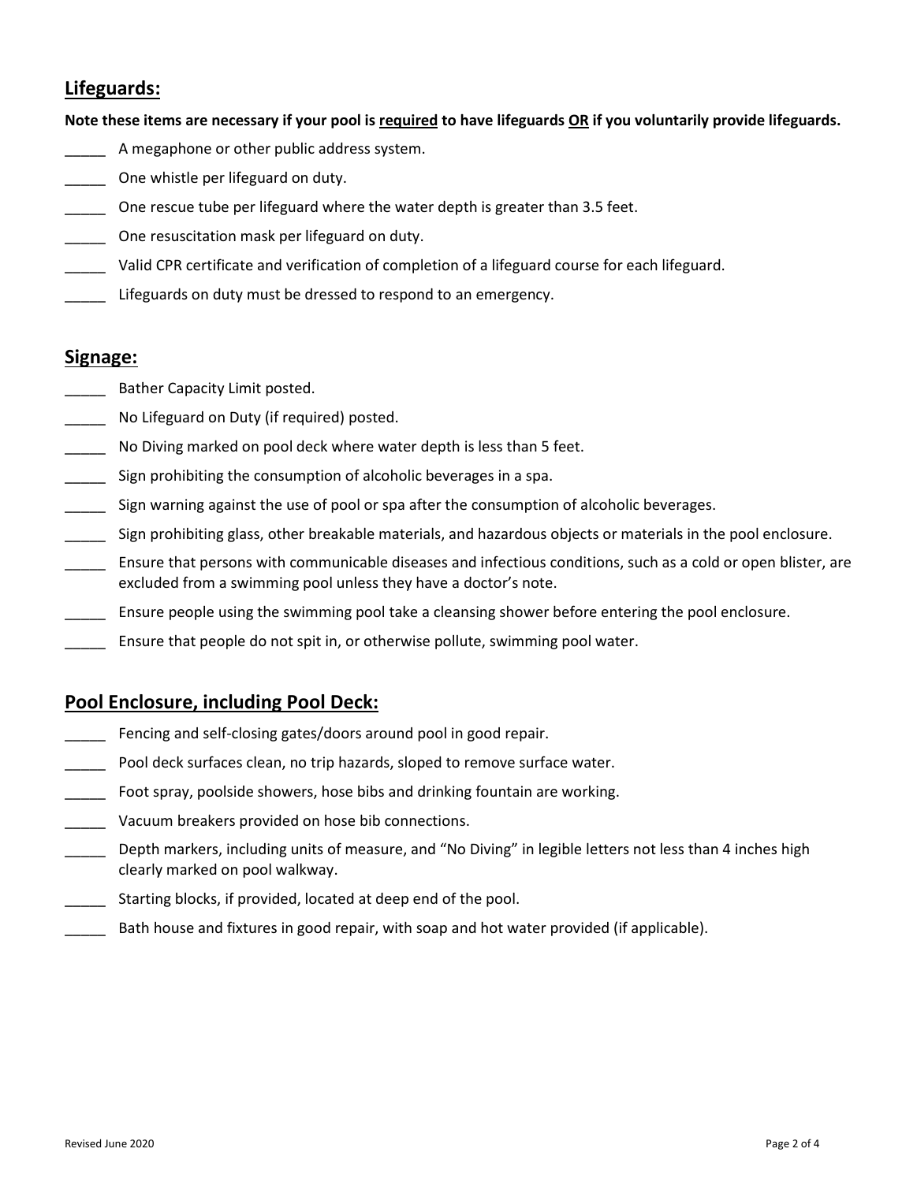## Lifeguards:

**Note these items are necessary if your pool is <u>required</u> to have lifeguards <u>OR</u> if you voluntarily provide lifeguards.**

_____ A megaphone or other public address system.

_____ One whistle per lifeguard on duty.

_____ One rescue tube per lifeguard where the water depth is greater than 3.5 feet.

_____ One resuscitation mask per lifeguard on duty.

_____ Valid CPR certificate and verification of completion of a lifeguard course for each lifeguard.

_____ Lifeguards on duty must be dressed to respond to an emergency.

## Signage:

_____ Bather Capacity Limit posted.

_____ No Lifeguard on Duty (if required) posted.

_____ No Diving marked on pool deck where water depth is less than 5 feet.

_____ Sign prohibiting the consumption of alcoholic beverages in a spa.

_____ Sign warning against the use of pool or spa after the consumption of alcoholic beverages.

_____ Sign prohibiting glass, other breakable materials, and hazardous objects or materials in the pool enclosure.

_____ Ensure that persons with communicable diseases and infectious conditions, such as a cold or open blister, are excluded from a swimming pool unless they have a doctor's note.

_____ Ensure people using the swimming pool take a cleansing shower before entering the pool enclosure.

_____ Ensure that people do not spit in, or otherwise pollute, swimming pool water.

## Pool Enclosure, including Pool Deck:

_____ Fencing and self-closing gates/doors around pool in good repair.

_____ Pool deck surfaces clean, no trip hazards, sloped to remove surface water.

_____ Foot spray, poolside showers, hose bibs and drinking fountain are working.

_____ Vacuum breakers provided on hose bib connections.

_____ Depth markers, including units of measure, and "No Diving" in legible letters not less than 4 inches high clearly marked on pool walkway.

_____ Starting blocks, if provided, located at deep end of the pool.

_____ Bath house and fixtures in good repair, with soap and hot water provided (if applicable).

Revised June 2020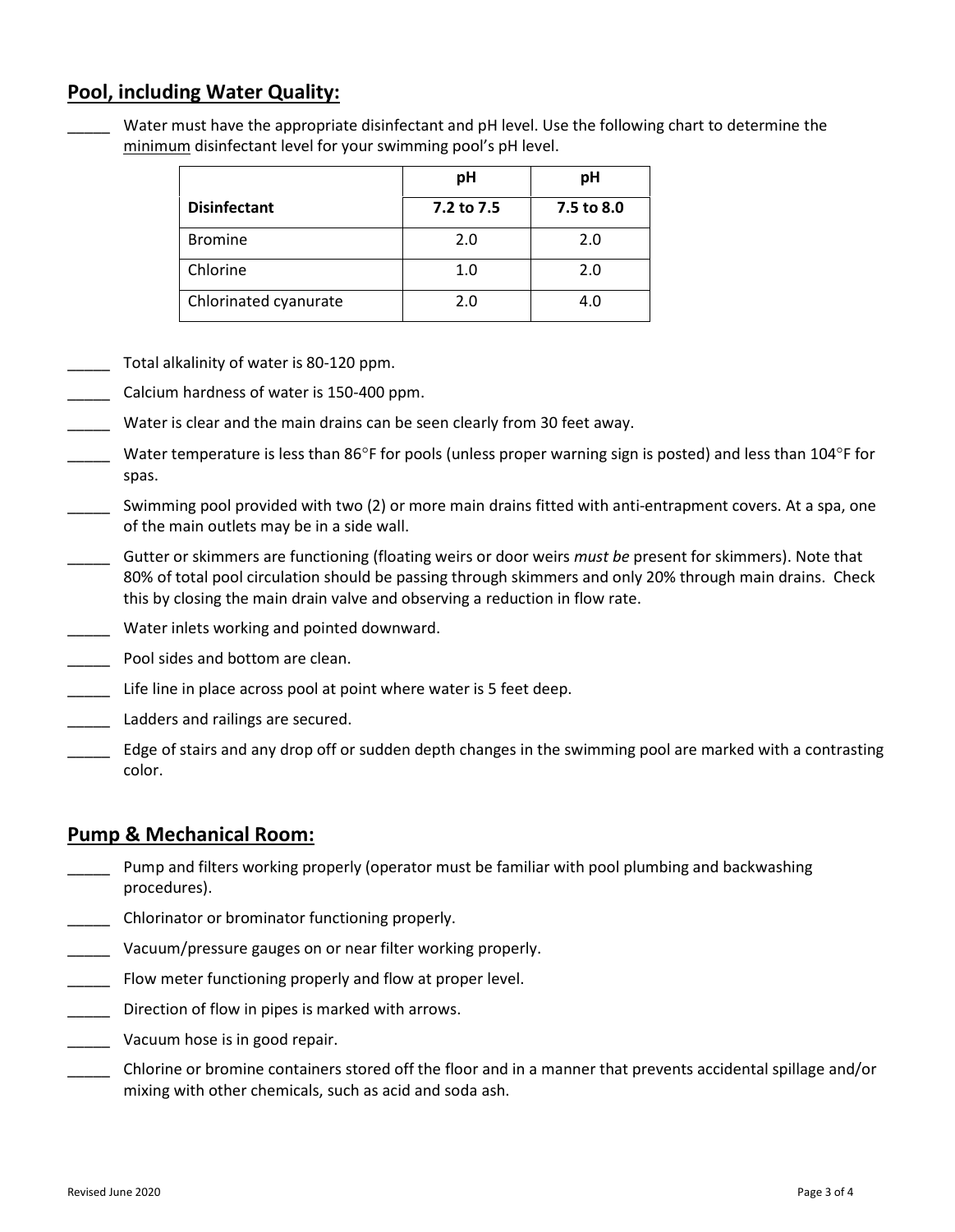## Pool, including Water Quality:

_____ Water must have the appropriate disinfectant and pH level. Use the following chart to determine the minimum disinfectant level for your swimming pool's pH level.

| | pH | pH |
|---|---|---|
| **Disinfectant** | **7.2 to 7.5** | **7.5 to 8.0** |
| Bromine | 2.0 | 2.0 |
| Chlorine | 1.0 | 2.0 |
| Chlorinated cyanurate | 2.0 | 4.0 |

_____ Total alkalinity of water is 80-120 ppm.

_____ Calcium hardness of water is 150-400 ppm.

_____ Water is clear and the main drains can be seen clearly from 30 feet away.

_____ Water temperature is less than 86°F for pools (unless proper warning sign is posted) and less than 104°F for spas.

_____ Swimming pool provided with two (2) or more main drains fitted with anti-entrapment covers. At a spa, one of the main outlets may be in a side wall.

_____ Gutter or skimmers are functioning (floating weirs or door weirs *must be* present for skimmers). Note that 80% of total pool circulation should be passing through skimmers and only 20% through main drains. Check this by closing the main drain valve and observing a reduction in flow rate.

_____ Water inlets working and pointed downward.

_____ Pool sides and bottom are clean.

_____ Life line in place across pool at point where water is 5 feet deep.

_____ Ladders and railings are secured.

_____ Edge of stairs and any drop off or sudden depth changes in the swimming pool are marked with a contrasting color.

## Pump & Mechanical Room:

_____ Pump and filters working properly (operator must be familiar with pool plumbing and backwashing procedures).

_____ Chlorinator or brominator functioning properly.

_____ Vacuum/pressure gauges on or near filter working properly.

_____ Flow meter functioning properly and flow at proper level.

_____ Direction of flow in pipes is marked with arrows.

_____ Vacuum hose is in good repair.

_____ Chlorine or bromine containers stored off the floor and in a manner that prevents accidental spillage and/or mixing with other chemicals, such as acid and soda ash.

Revised June 2020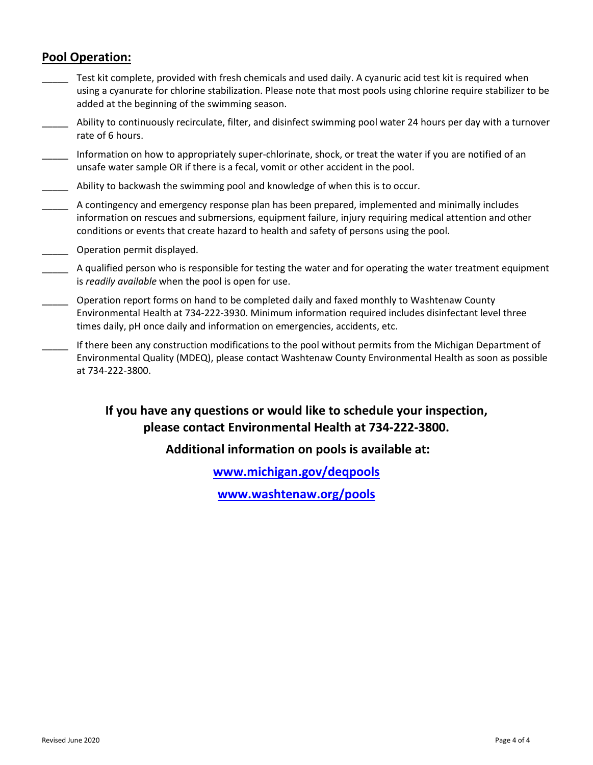## **Pool Operation:**

_____ Test kit complete, provided with fresh chemicals and used daily. A cyanuric acid test kit is required when using a cyanurate for chlorine stabilization. Please note that most pools using chlorine require stabilizer to be added at the beginning of the swimming season.

_____ Ability to continuously recirculate, filter, and disinfect swimming pool water 24 hours per day with a turnover rate of 6 hours.

_____ Information on how to appropriately super-chlorinate, shock, or treat the water if you are notified of an unsafe water sample OR if there is a fecal, vomit or other accident in the pool.

_____ Ability to backwash the swimming pool and knowledge of when this is to occur.

_____ A contingency and emergency response plan has been prepared, implemented and minimally includes information on rescues and submersions, equipment failure, injury requiring medical attention and other conditions or events that create hazard to health and safety of persons using the pool.

_____ Operation permit displayed.

_____ A qualified person who is responsible for testing the water and for operating the water treatment equipment is *readily available* when the pool is open for use.

_____ Operation report forms on hand to be completed daily and faxed monthly to Washtenaw County Environmental Health at 734-222-3930. Minimum information required includes disinfectant level three times daily, pH once daily and information on emergencies, accidents, etc.

_____ If there been any construction modifications to the pool without permits from the Michigan Department of Environmental Quality (MDEQ), please contact Washtenaw County Environmental Health as soon as possible at 734-222-3800.

**If you have any questions or would like to schedule your inspection, please contact Environmental Health at 734-222-3800.**

**Additional information on pools is available at:**

**[www.michigan.gov/deqpools](http://www.michigan.gov/deqpools)**

**[www.washtenaw.org/pools](http://www.washtenaw.org/pools)**

Revised June 2020